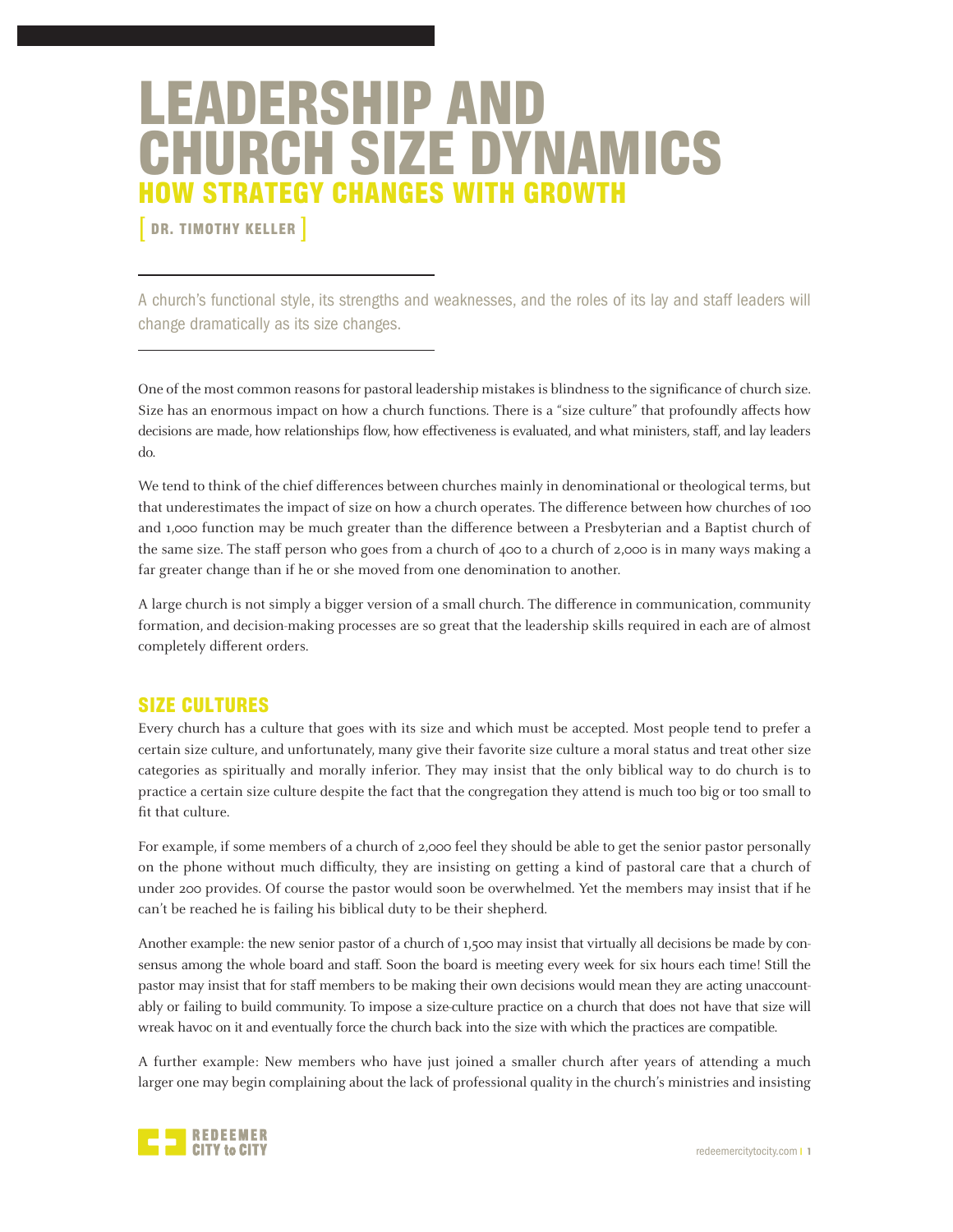# LEADERSHIP AND CHURCH SIZE DYNAMICS

## HOW STRATEGY CHANGES WITH GROWTH

[ DR. TIMOTHY KELLER ]

A church's functional style, its strengths and weaknesses, and the roles of its lay and staff leaders will change dramatically as its size changes.

One of the most common reasons for pastoral leadership mistakes is blindness to the significance of church size. Size has an enormous impact on how a church functions. There is a "size culture" that profoundly affects how decisions are made, how relationships flow, how effectiveness is evaluated, and what ministers, staff, and lay leaders do.

We tend to think of the chief differences between churches mainly in denominational or theological terms, but that underestimates the impact of size on how a church operates. The difference between how churches of 100 and 1,000 function may be much greater than the difference between a Presbyterian and a Baptist church of the same size. The staff person who goes from a church of 400 to a church of 2,000 is in many ways making a far greater change than if he or she moved from one denomination to another.

A large church is not simply a bigger version of a small church. The difference in communication, community formation, and decision-making processes are so great that the leadership skills required in each are of almost completely different orders.

## SIZE CULTURES

Every church has a culture that goes with its size and which must be accepted. Most people tend to prefer a certain size culture, and unfortunately, many give their favorite size culture a moral status and treat other size categories as spiritually and morally inferior. They may insist that the only biblical way to do church is to practice a certain size culture despite the fact that the congregation they attend is much too big or too small to fit that culture.

For example, if some members of a church of 2,000 feel they should be able to get the senior pastor personally on the phone without much difficulty, they are insisting on getting a kind of pastoral care that a church of under 200 provides. Of course the pastor would soon be overwhelmed. Yet the members may insist that if he can't be reached he is failing his biblical duty to be their shepherd.

Another example: the new senior pastor of a church of 1,500 may insist that virtually all decisions be made by consensus among the whole board and staff. Soon the board is meeting every week for six hours each time! Still the pastor may insist that for staff members to be making their own decisions would mean they are acting unaccountably or failing to build community. To impose a size-culture practice on a church that does not have that size will wreak havoc on it and eventually force the church back into the size with which the practices are compatible.

A further example: New members who have just joined a smaller church after years of attending a much larger one may begin complaining about the lack of professional quality in the church's ministries and insisting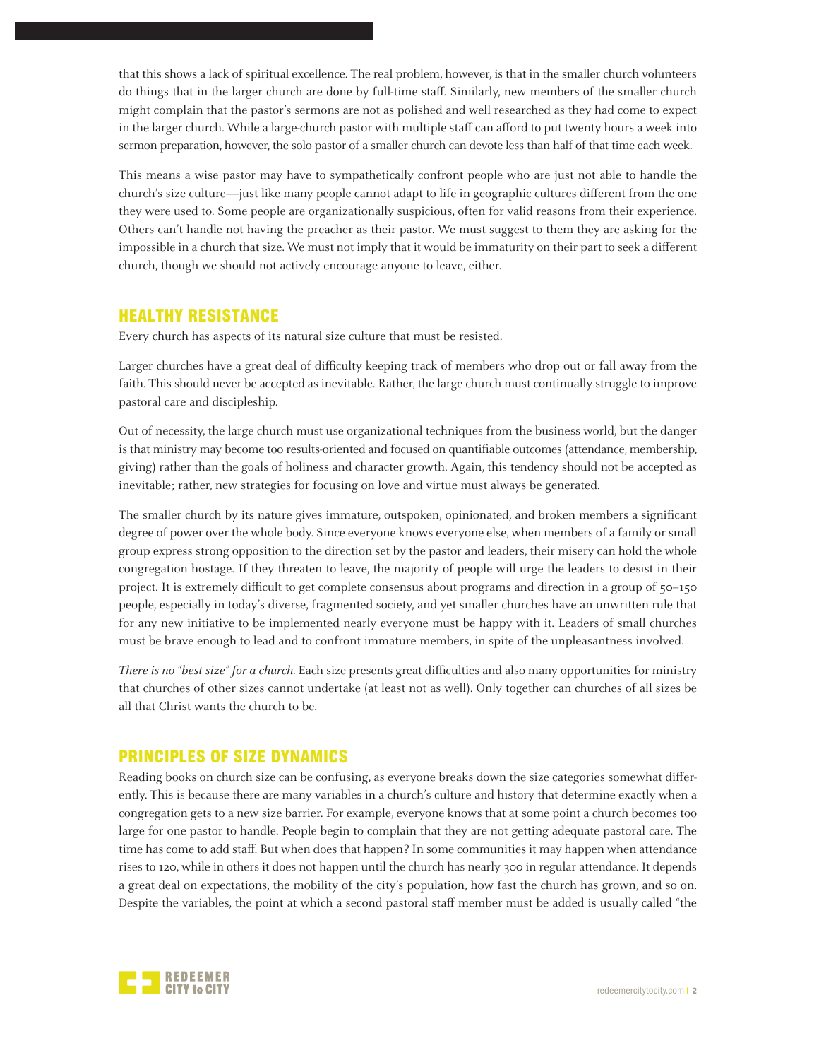that this shows a lack of spiritual excellence. The real problem, however, is that in the smaller church volunteers do things that in the larger church are done by full-time staff. Similarly, new members of the smaller church might complain that the pastor's sermons are not as polished and well researched as they had come to expect in the larger church. While a large-church pastor with multiple staff can afford to put twenty hours a week into sermon preparation, however, the solo pastor of a smaller church can devote less than half of that time each week.

This means a wise pastor may have to sympathetically confront people who are just not able to handle the church's size culture—just like many people cannot adapt to life in geographic cultures different from the one they were used to. Some people are organizationally suspicious, often for valid reasons from their experience. Others can't handle not having the preacher as their pastor. We must suggest to them they are asking for the impossible in a church that size. We must not imply that it would be immaturity on their part to seek a different church, though we should not actively encourage anyone to leave, either.

## HEALTHY RESISTANCE

Every church has aspects of its natural size culture that must be resisted.

Larger churches have a great deal of difficulty keeping track of members who drop out or fall away from the faith. This should never be accepted as inevitable. Rather, the large church must continually struggle to improve pastoral care and discipleship.

Out of necessity, the large church must use organizational techniques from the business world, but the danger is that ministry may become too results-oriented and focused on quantifiable outcomes (attendance, membership, giving) rather than the goals of holiness and character growth. Again, this tendency should not be accepted as inevitable; rather, new strategies for focusing on love and virtue must always be generated.

The smaller church by its nature gives immature, outspoken, opinionated, and broken members a significant degree of power over the whole body. Since everyone knows everyone else, when members of a family or small group express strong opposition to the direction set by the pastor and leaders, their misery can hold the whole congregation hostage. If they threaten to leave, the majority of people will urge the leaders to desist in their project. It is extremely difficult to get complete consensus about programs and direction in a group of 50–150 people, especially in today's diverse, fragmented society, and yet smaller churches have an unwritten rule that for any new initiative to be implemented nearly everyone must be happy with it. Leaders of small churches must be brave enough to lead and to confront immature members, in spite of the unpleasantness involved.

*There is no "best size" for a church.* Each size presents great difficulties and also many opportunities for ministry that churches of other sizes cannot undertake (at least not as well). Only together can churches of all sizes be all that Christ wants the church to be.

## PRINCIPLES OF SIZE DYNAMICS

Reading books on church size can be confusing, as everyone breaks down the size categories somewhat differently. This is because there are many variables in a church's culture and history that determine exactly when a congregation gets to a new size barrier. For example, everyone knows that at some point a church becomes too large for one pastor to handle. People begin to complain that they are not getting adequate pastoral care. The time has come to add staff. But when does that happen? In some communities it may happen when attendance rises to 120, while in others it does not happen until the church has nearly 300 in regular attendance. It depends a great deal on expectations, the mobility of the city's population, how fast the church has grown, and so on. Despite the variables, the point at which a second pastoral staff member must be added is usually called "the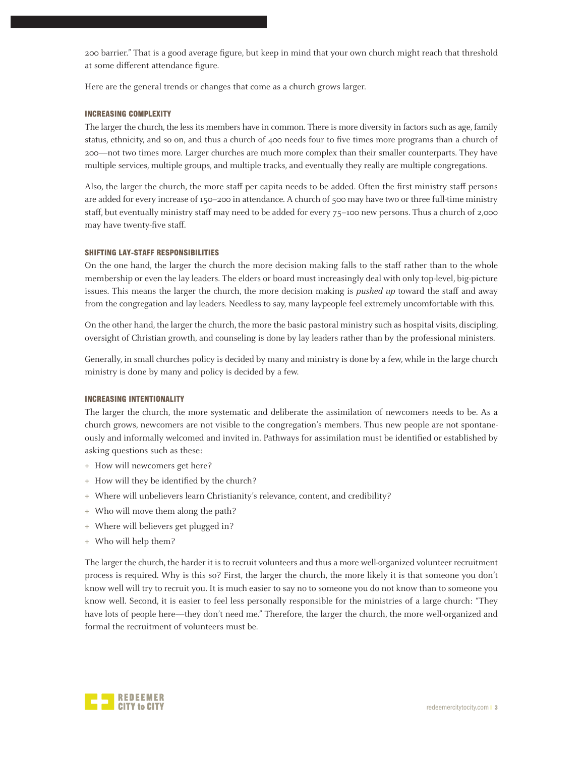200 barrier." That is a good average figure, but keep in mind that your own church might reach that threshold at some different attendance figure.

Here are the general trends or changes that come as a church grows larger.

### INCREASING COMPLEXITY

The larger the church, the less its members have in common. There is more diversity in factors such as age, family status, ethnicity, and so on, and thus a church of 400 needs four to five times more programs than a church of 200—not two times more. Larger churches are much more complex than their smaller counterparts. They have multiple services, multiple groups, and multiple tracks, and eventually they really are multiple congregations.

Also, the larger the church, the more staff per capita needs to be added. Often the first ministry staff persons are added for every increase of 150–200 in attendance. A church of 500 may have two or three full-time ministry staff, but eventually ministry staff may need to be added for every 75–100 new persons. Thus a church of 2,000 may have twenty-five staff.

### SHIFTING LAY-STAFF RESPONSIBILITIES

On the one hand, the larger the church the more decision making falls to the staff rather than to the whole membership or even the lay leaders. The elders or board must increasingly deal with only top-level, big-picture issues. This means the larger the church, the more decision making is *pushed up* toward the staff and away from the congregation and lay leaders. Needless to say, many laypeople feel extremely uncomfortable with this.

On the other hand, the larger the church, the more the basic pastoral ministry such as hospital visits, discipling, oversight of Christian growth, and counseling is done by lay leaders rather than by the professional ministers.

Generally, in small churches policy is decided by many and ministry is done by a few, while in the large church ministry is done by many and policy is decided by a few.

### INCREASING INTENTIONALITY

The larger the church, the more systematic and deliberate the assimilation of newcomers needs to be. As a church grows, newcomers are not visible to the congregation's members. Thus new people are not spontaneously and informally welcomed and invited in. Pathways for assimilation must be identified or established by asking questions such as these:

+ How will newcomers get here?
+ How will they be identified by the church?
+ Where will unbelievers learn Christianity's relevance, content, and credibility?
+ Who will move them along the path?
+ Where will believers get plugged in?
+ Who will help them?

The larger the church, the harder it is to recruit volunteers and thus a more well-organized volunteer recruitment process is required. Why is this so? First, the larger the church, the more likely it is that someone you don't know well will try to recruit you. It is much easier to say no to someone you do not know than to someone you know well. Second, it is easier to feel less personally responsible for the ministries of a large church: "They have lots of people here—they don't need me." Therefore, the larger the church, the more well-organized and formal the recruitment of volunteers must be.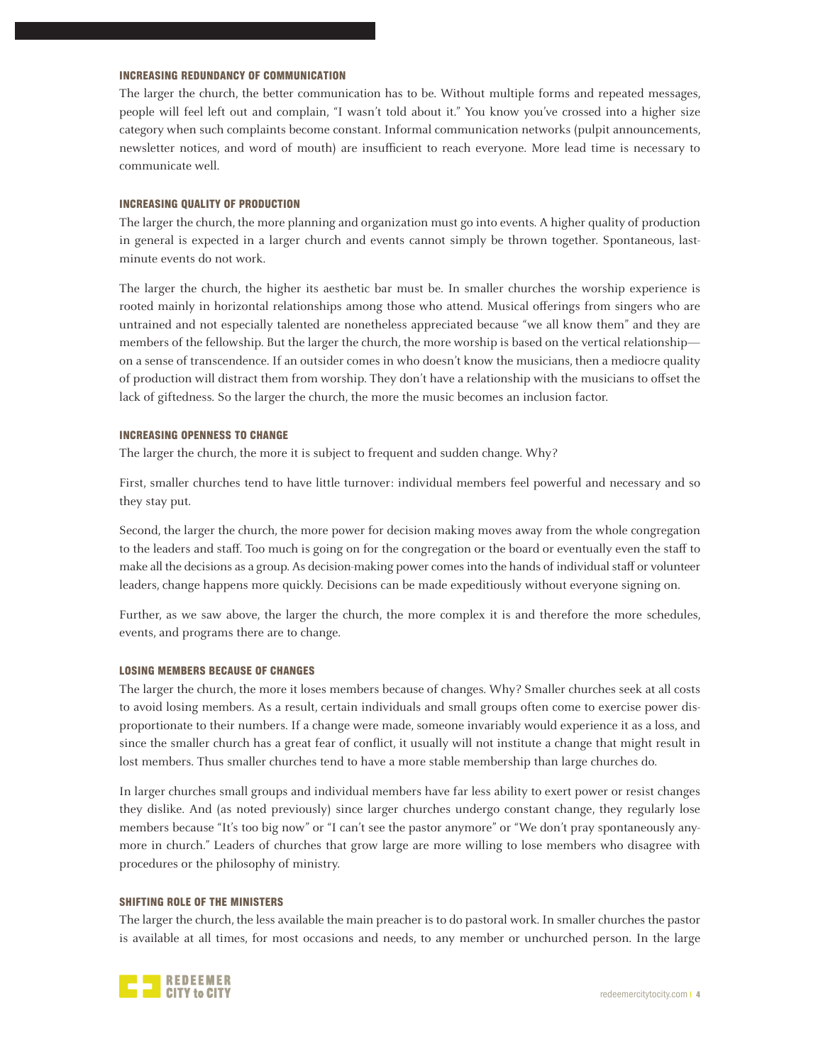### INCREASING REDUNDANCY OF COMMUNICATION

The larger the church, the better communication has to be. Without multiple forms and repeated messages, people will feel left out and complain, "I wasn't told about it." You know you've crossed into a higher size category when such complaints become constant. Informal communication networks (pulpit announcements, newsletter notices, and word of mouth) are insufficient to reach everyone. More lead time is necessary to communicate well.

### INCREASING QUALITY OF PRODUCTION

The larger the church, the more planning and organization must go into events. A higher quality of production in general is expected in a larger church and events cannot simply be thrown together. Spontaneous, last-minute events do not work.

The larger the church, the higher its aesthetic bar must be. In smaller churches the worship experience is rooted mainly in horizontal relationships among those who attend. Musical offerings from singers who are untrained and not especially talented are nonetheless appreciated because "we all know them" and they are members of the fellowship. But the larger the church, the more worship is based on the vertical relationship—on a sense of transcendence. If an outsider comes in who doesn't know the musicians, then a mediocre quality of production will distract them from worship. They don't have a relationship with the musicians to offset the lack of giftedness. So the larger the church, the more the music becomes an inclusion factor.

### INCREASING OPENNESS TO CHANGE

The larger the church, the more it is subject to frequent and sudden change. Why?

First, smaller churches tend to have little turnover: individual members feel powerful and necessary and so they stay put.

Second, the larger the church, the more power for decision making moves away from the whole congregation to the leaders and staff. Too much is going on for the congregation or the board or eventually even the staff to make all the decisions as a group. As decision-making power comes into the hands of individual staff or volunteer leaders, change happens more quickly. Decisions can be made expeditiously without everyone signing on.

Further, as we saw above, the larger the church, the more complex it is and therefore the more schedules, events, and programs there are to change.

### LOSING MEMBERS BECAUSE OF CHANGES

The larger the church, the more it loses members because of changes. Why? Smaller churches seek at all costs to avoid losing members. As a result, certain individuals and small groups often come to exercise power disproportionate to their numbers. If a change were made, someone invariably would experience it as a loss, and since the smaller church has a great fear of conflict, it usually will not institute a change that might result in lost members. Thus smaller churches tend to have a more stable membership than large churches do.

In larger churches small groups and individual members have far less ability to exert power or resist changes they dislike. And (as noted previously) since larger churches undergo constant change, they regularly lose members because "It's too big now" or "I can't see the pastor anymore" or "We don't pray spontaneously anymore in church." Leaders of churches that grow large are more willing to lose members who disagree with procedures or the philosophy of ministry.

### SHIFTING ROLE OF THE MINISTERS

The larger the church, the less available the main preacher is to do pastoral work. In smaller churches the pastor is available at all times, for most occasions and needs, to any member or unchurched person. In the large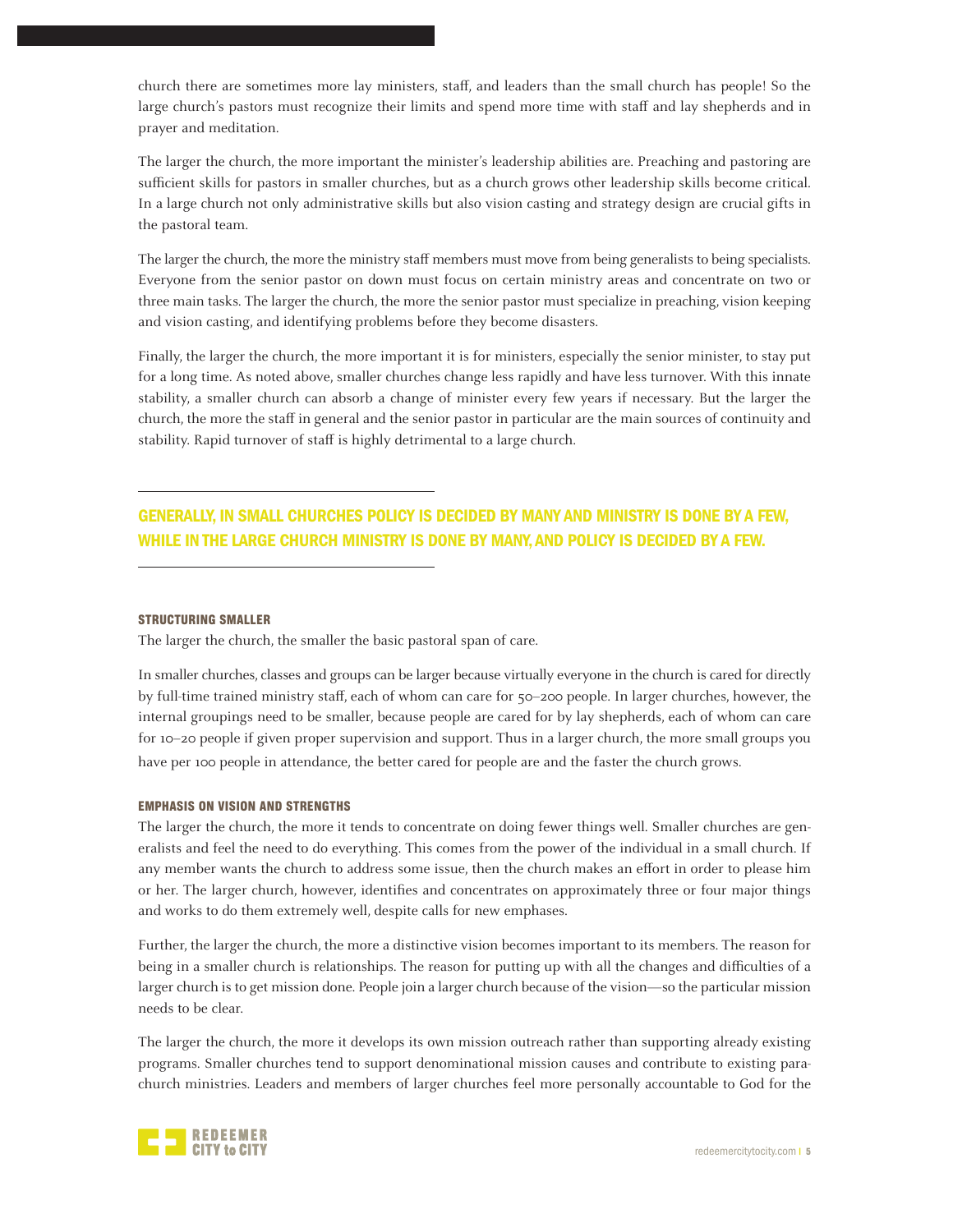church there are sometimes more lay ministers, staff, and leaders than the small church has people! So the large church's pastors must recognize their limits and spend more time with staff and lay shepherds and in prayer and meditation.

The larger the church, the more important the minister's leadership abilities are. Preaching and pastoring are sufficient skills for pastors in smaller churches, but as a church grows other leadership skills become critical. In a large church not only administrative skills but also vision casting and strategy design are crucial gifts in the pastoral team.

The larger the church, the more the ministry staff members must move from being generalists to being specialists. Everyone from the senior pastor on down must focus on certain ministry areas and concentrate on two or three main tasks. The larger the church, the more the senior pastor must specialize in preaching, vision keeping and vision casting, and identifying problems before they become disasters.

Finally, the larger the church, the more important it is for ministers, especially the senior minister, to stay put for a long time. As noted above, smaller churches change less rapidly and have less turnover. With this innate stability, a smaller church can absorb a change of minister every few years if necessary. But the larger the church, the more the staff in general and the senior pastor in particular are the main sources of continuity and stability. Rapid turnover of staff is highly detrimental to a large church.

---

**GENERALLY, IN SMALL CHURCHES POLICY IS DECIDED BY MANY AND MINISTRY IS DONE BY A FEW, WHILE IN THE LARGE CHURCH MINISTRY IS DONE BY MANY, AND POLICY IS DECIDED BY A FEW.**

---

#### STRUCTURING SMALLER

The larger the church, the smaller the basic pastoral span of care.

In smaller churches, classes and groups can be larger because virtually everyone in the church is cared for directly by full-time trained ministry staff, each of whom can care for 50–200 people. In larger churches, however, the internal groupings need to be smaller, because people are cared for by lay shepherds, each of whom can care for 10–20 people if given proper supervision and support. Thus in a larger church, the more small groups you have per 100 people in attendance, the better cared for people are and the faster the church grows.

#### EMPHASIS ON VISION AND STRENGTHS

The larger the church, the more it tends to concentrate on doing fewer things well. Smaller churches are generalists and feel the need to do everything. This comes from the power of the individual in a small church. If any member wants the church to address some issue, then the church makes an effort in order to please him or her. The larger church, however, identifies and concentrates on approximately three or four major things and works to do them extremely well, despite calls for new emphases.

Further, the larger the church, the more a distinctive vision becomes important to its members. The reason for being in a smaller church is relationships. The reason for putting up with all the changes and difficulties of a larger church is to get mission done. People join a larger church because of the vision—so the particular mission needs to be clear.

The larger the church, the more it develops its own mission outreach rather than supporting already existing programs. Smaller churches tend to support denominational mission causes and contribute to existing parachurch ministries. Leaders and members of larger churches feel more personally accountable to God for the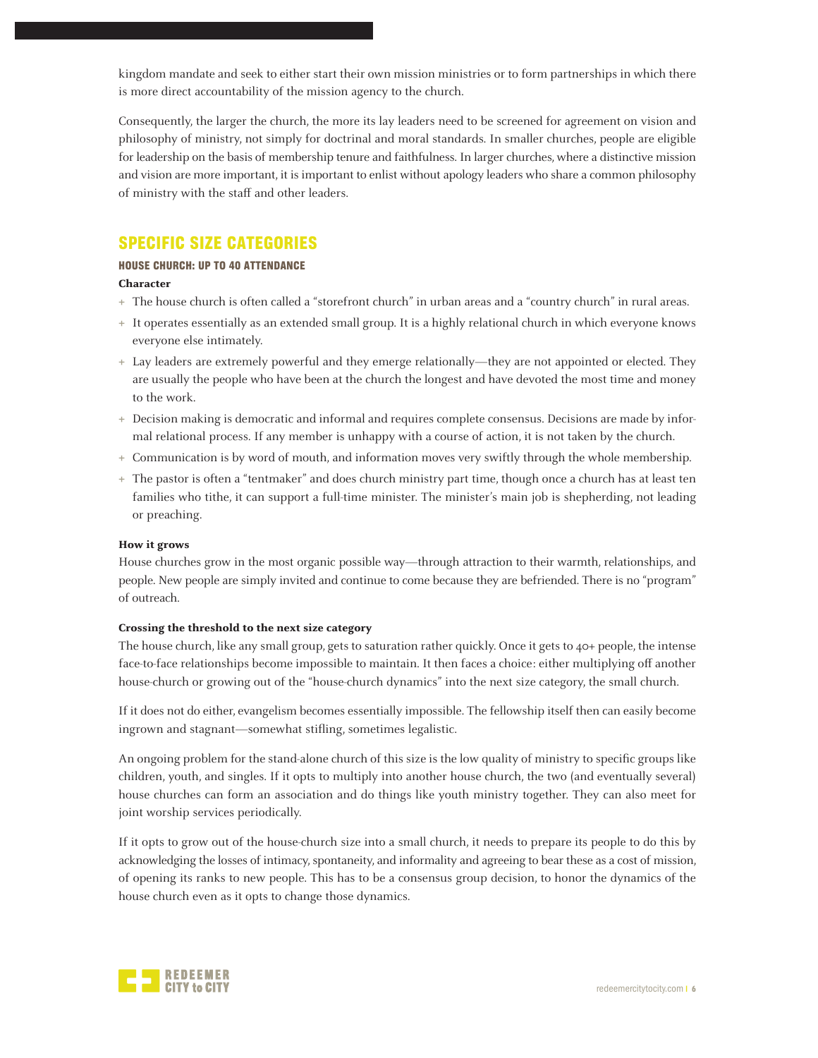kingdom mandate and seek to either start their own mission ministries or to form partnerships in which there is more direct accountability of the mission agency to the church.

Consequently, the larger the church, the more its lay leaders need to be screened for agreement on vision and philosophy of ministry, not simply for doctrinal and moral standards. In smaller churches, people are eligible for leadership on the basis of membership tenure and faithfulness. In larger churches, where a distinctive mission and vision are more important, it is important to enlist without apology leaders who share a common philosophy of ministry with the staff and other leaders.

## SPECIFIC SIZE CATEGORIES

### HOUSE CHURCH: UP TO 40 ATTENDANCE

**Character**

+ The house church is often called a "storefront church" in urban areas and a "country church" in rural areas.
+ It operates essentially as an extended small group. It is a highly relational church in which everyone knows everyone else intimately.
+ Lay leaders are extremely powerful and they emerge relationally—they are not appointed or elected. They are usually the people who have been at the church the longest and have devoted the most time and money to the work.
+ Decision making is democratic and informal and requires complete consensus. Decisions are made by informal relational process. If any member is unhappy with a course of action, it is not taken by the church.
+ Communication is by word of mouth, and information moves very swiftly through the whole membership.
+ The pastor is often a "tentmaker" and does church ministry part time, though once a church has at least ten families who tithe, it can support a full-time minister. The minister's main job is shepherding, not leading or preaching.

**How it grows**

House churches grow in the most organic possible way—through attraction to their warmth, relationships, and people. New people are simply invited and continue to come because they are befriended. There is no "program" of outreach.

**Crossing the threshold to the next size category**

The house church, like any small group, gets to saturation rather quickly. Once it gets to 40+ people, the intense face-to-face relationships become impossible to maintain. It then faces a choice: either multiplying off another house-church or growing out of the "house-church dynamics" into the next size category, the small church.

If it does not do either, evangelism becomes essentially impossible. The fellowship itself then can easily become ingrown and stagnant—somewhat stifling, sometimes legalistic.

An ongoing problem for the stand-alone church of this size is the low quality of ministry to specific groups like children, youth, and singles. If it opts to multiply into another house church, the two (and eventually several) house churches can form an association and do things like youth ministry together. They can also meet for joint worship services periodically.

If it opts to grow out of the house-church size into a small church, it needs to prepare its people to do this by acknowledging the losses of intimacy, spontaneity, and informality and agreeing to bear these as a cost of mission, of opening its ranks to new people. This has to be a consensus group decision, to honor the dynamics of the house church even as it opts to change those dynamics.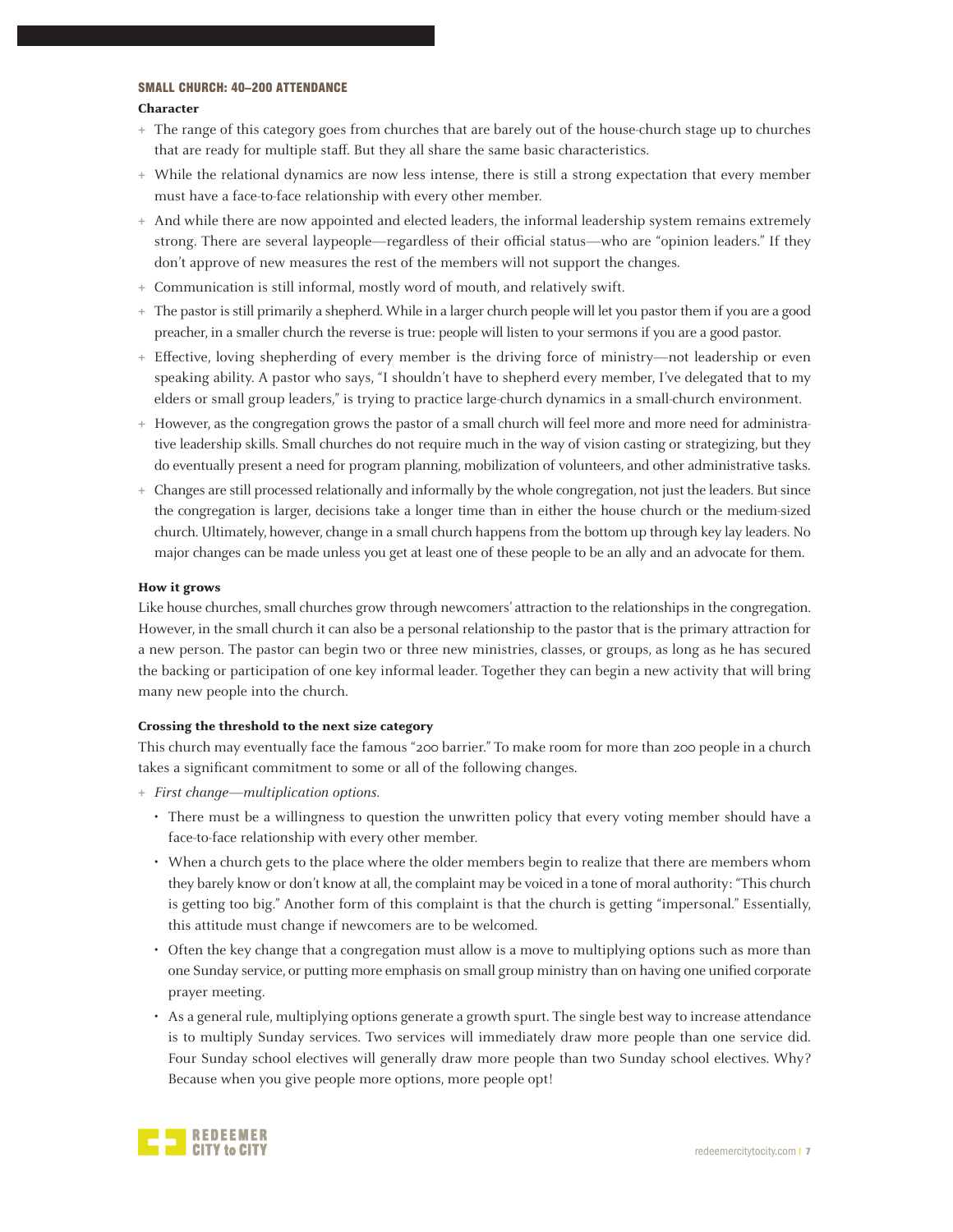## SMALL CHURCH: 40–200 ATTENDANCE

**Character**

- The range of this category goes from churches that are barely out of the house-church stage up to churches that are ready for multiple staff. But they all share the same basic characteristics.
- While the relational dynamics are now less intense, there is still a strong expectation that every member must have a face-to-face relationship with every other member.
- And while there are now appointed and elected leaders, the informal leadership system remains extremely strong. There are several laypeople—regardless of their official status—who are "opinion leaders." If they don't approve of new measures the rest of the members will not support the changes.
- Communication is still informal, mostly word of mouth, and relatively swift.
- The pastor is still primarily a shepherd. While in a larger church people will let you pastor them if you are a good preacher, in a smaller church the reverse is true: people will listen to your sermons if you are a good pastor.
- Effective, loving shepherding of every member is the driving force of ministry—not leadership or even speaking ability. A pastor who says, "I shouldn't have to shepherd every member, I've delegated that to my elders or small group leaders," is trying to practice large-church dynamics in a small-church environment.
- However, as the congregation grows the pastor of a small church will feel more and more need for administrative leadership skills. Small churches do not require much in the way of vision casting or strategizing, but they do eventually present a need for program planning, mobilization of volunteers, and other administrative tasks.
- Changes are still processed relationally and informally by the whole congregation, not just the leaders. But since the congregation is larger, decisions take a longer time than in either the house church or the medium-sized church. Ultimately, however, change in a small church happens from the bottom up through key lay leaders. No major changes can be made unless you get at least one of these people to be an ally and an advocate for them.

**How it grows**

Like house churches, small churches grow through newcomers' attraction to the relationships in the congregation. However, in the small church it can also be a personal relationship to the pastor that is the primary attraction for a new person. The pastor can begin two or three new ministries, classes, or groups, as long as he has secured the backing or participation of one key informal leader. Together they can begin a new activity that will bring many new people into the church.

**Crossing the threshold to the next size category**

This church may eventually face the famous "200 barrier." To make room for more than 200 people in a church takes a significant commitment to some or all of the following changes.

- *First change—multiplication options.*
  - There must be a willingness to question the unwritten policy that every voting member should have a face-to-face relationship with every other member.
  - When a church gets to the place where the older members begin to realize that there are members whom they barely know or don't know at all, the complaint may be voiced in a tone of moral authority: "This church is getting too big." Another form of this complaint is that the church is getting "impersonal." Essentially, this attitude must change if newcomers are to be welcomed.
  - Often the key change that a congregation must allow is a move to multiplying options such as more than one Sunday service, or putting more emphasis on small group ministry than on having one unified corporate prayer meeting.
  - As a general rule, multiplying options generate a growth spurt. The single best way to increase attendance is to multiply Sunday services. Two services will immediately draw more people than one service did. Four Sunday school electives will generally draw more people than two Sunday school electives. Why? Because when you give people more options, more people opt!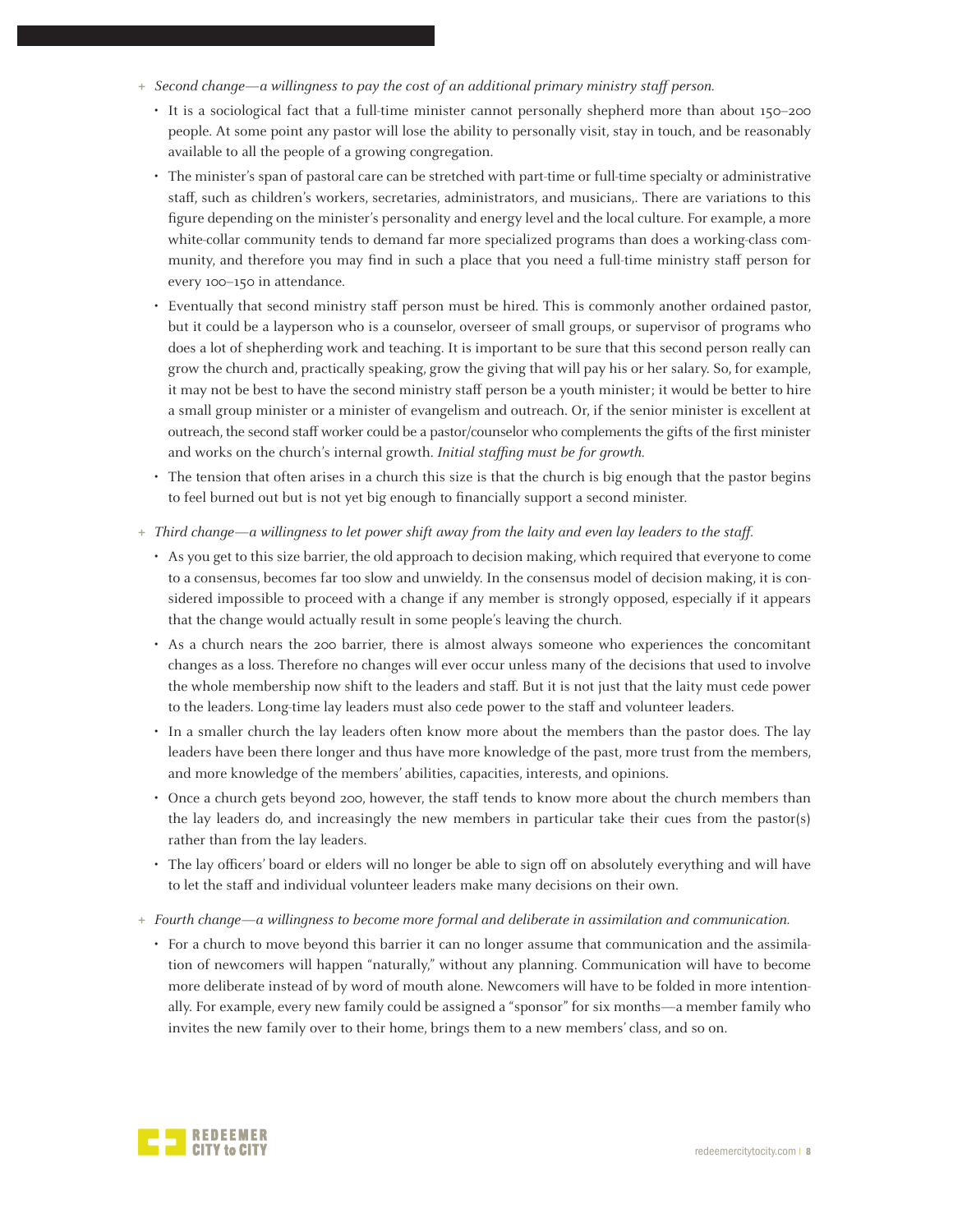- *Second change—a willingness to pay the cost of an additional primary ministry staff person.*
  - It is a sociological fact that a full-time minister cannot personally shepherd more than about 150–200 people. At some point any pastor will lose the ability to personally visit, stay in touch, and be reasonably available to all the people of a growing congregation.
  - The minister's span of pastoral care can be stretched with part-time or full-time specialty or administrative staff, such as children's workers, secretaries, administrators, and musicians,. There are variations to this figure depending on the minister's personality and energy level and the local culture. For example, a more white-collar community tends to demand far more specialized programs than does a working-class community, and therefore you may find in such a place that you need a full-time ministry staff person for every 100–150 in attendance.
  - Eventually that second ministry staff person must be hired. This is commonly another ordained pastor, but it could be a layperson who is a counselor, overseer of small groups, or supervisor of programs who does a lot of shepherding work and teaching. It is important to be sure that this second person really can grow the church and, practically speaking, grow the giving that will pay his or her salary. So, for example, it may not be best to have the second ministry staff person be a youth minister; it would be better to hire a small group minister or a minister of evangelism and outreach. Or, if the senior minister is excellent at outreach, the second staff worker could be a pastor/counselor who complements the gifts of the first minister and works on the church's internal growth. *Initial staffing must be for growth.*
  - The tension that often arises in a church this size is that the church is big enough that the pastor begins to feel burned out but is not yet big enough to financially support a second minister.
- *Third change—a willingness to let power shift away from the laity and even lay leaders to the staff.*
  - As you get to this size barrier, the old approach to decision making, which required that everyone to come to a consensus, becomes far too slow and unwieldy. In the consensus model of decision making, it is considered impossible to proceed with a change if any member is strongly opposed, especially if it appears that the change would actually result in some people's leaving the church.
  - As a church nears the 200 barrier, there is almost always someone who experiences the concomitant changes as a loss. Therefore no changes will ever occur unless many of the decisions that used to involve the whole membership now shift to the leaders and staff. But it is not just that the laity must cede power to the leaders. Long-time lay leaders must also cede power to the staff and volunteer leaders.
  - In a smaller church the lay leaders often know more about the members than the pastor does. The lay leaders have been there longer and thus have more knowledge of the past, more trust from the members, and more knowledge of the members' abilities, capacities, interests, and opinions.
  - Once a church gets beyond 200, however, the staff tends to know more about the church members than the lay leaders do, and increasingly the new members in particular take their cues from the pastor(s) rather than from the lay leaders.
  - The lay officers' board or elders will no longer be able to sign off on absolutely everything and will have to let the staff and individual volunteer leaders make many decisions on their own.
- *Fourth change—a willingness to become more formal and deliberate in assimilation and communication.*
  - For a church to move beyond this barrier it can no longer assume that communication and the assimilation of newcomers will happen "naturally," without any planning. Communication will have to become more deliberate instead of by word of mouth alone. Newcomers will have to be folded in more intentionally. For example, every new family could be assigned a "sponsor" for six months—a member family who invites the new family over to their home, brings them to a new members' class, and so on.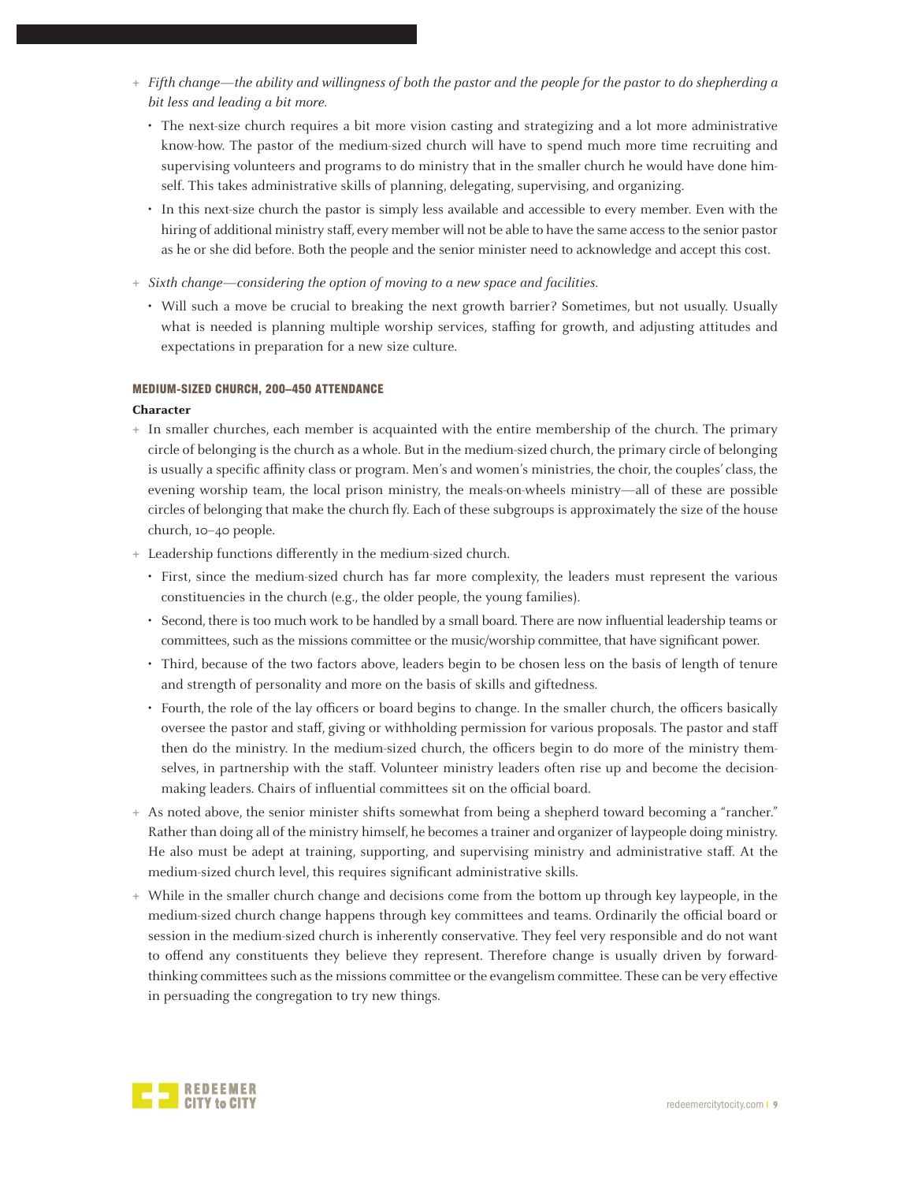- *Fifth change—the ability and willingness of both the pastor and the people for the pastor to do shepherding a bit less and leading a bit more.*
  - The next-size church requires a bit more vision casting and strategizing and a lot more administrative know-how. The pastor of the medium-sized church will have to spend much more time recruiting and supervising volunteers and programs to do ministry that in the smaller church he would have done himself. This takes administrative skills of planning, delegating, supervising, and organizing.
  - In this next-size church the pastor is simply less available and accessible to every member. Even with the hiring of additional ministry staff, every member will not be able to have the same access to the senior pastor as he or she did before. Both the people and the senior minister need to acknowledge and accept this cost.
- *Sixth change—considering the option of moving to a new space and facilities.*
  - Will such a move be crucial to breaking the next growth barrier? Sometimes, but not usually. Usually what is needed is planning multiple worship services, staffing for growth, and adjusting attitudes and expectations in preparation for a new size culture.

### MEDIUM-SIZED CHURCH, 200–450 ATTENDANCE

**Character**

- In smaller churches, each member is acquainted with the entire membership of the church. The primary circle of belonging is the church as a whole. But in the medium-sized church, the primary circle of belonging is usually a specific affinity class or program. Men's and women's ministries, the choir, the couples' class, the evening worship team, the local prison ministry, the meals-on-wheels ministry—all of these are possible circles of belonging that make the church fly. Each of these subgroups is approximately the size of the house church, 10–40 people.
- Leadership functions differently in the medium-sized church.
  - First, since the medium-sized church has far more complexity, the leaders must represent the various constituencies in the church (e.g., the older people, the young families).
  - Second, there is too much work to be handled by a small board. There are now influential leadership teams or committees, such as the missions committee or the music/worship committee, that have significant power.
  - Third, because of the two factors above, leaders begin to be chosen less on the basis of length of tenure and strength of personality and more on the basis of skills and giftedness.
  - Fourth, the role of the lay officers or board begins to change. In the smaller church, the officers basically oversee the pastor and staff, giving or withholding permission for various proposals. The pastor and staff then do the ministry. In the medium-sized church, the officers begin to do more of the ministry themselves, in partnership with the staff. Volunteer ministry leaders often rise up and become the decision-making leaders. Chairs of influential committees sit on the official board.
- As noted above, the senior minister shifts somewhat from being a shepherd toward becoming a "rancher." Rather than doing all of the ministry himself, he becomes a trainer and organizer of laypeople doing ministry. He also must be adept at training, supporting, and supervising ministry and administrative staff. At the medium-sized church level, this requires significant administrative skills.
- While in the smaller church change and decisions come from the bottom up through key laypeople, in the medium-sized church change happens through key committees and teams. Ordinarily the official board or session in the medium-sized church is inherently conservative. They feel very responsible and do not want to offend any constituents they believe they represent. Therefore change is usually driven by forward-thinking committees such as the missions committee or the evangelism committee. These can be very effective in persuading the congregation to try new things.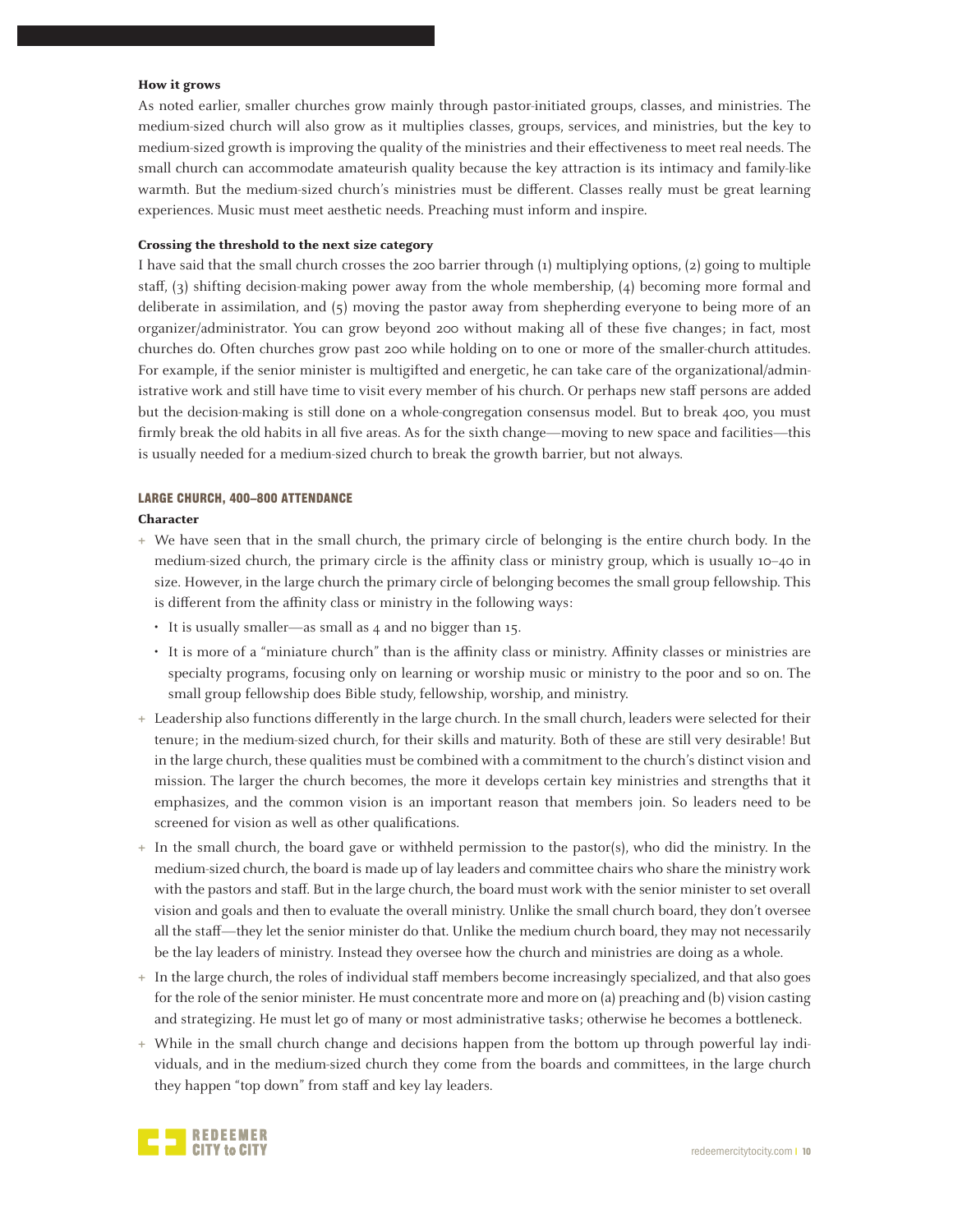**How it grows**

As noted earlier, smaller churches grow mainly through pastor-initiated groups, classes, and ministries. The medium-sized church will also grow as it multiplies classes, groups, services, and ministries, but the key to medium-sized growth is improving the quality of the ministries and their effectiveness to meet real needs. The small church can accommodate amateurish quality because the key attraction is its intimacy and family-like warmth. But the medium-sized church's ministries must be different. Classes really must be great learning experiences. Music must meet aesthetic needs. Preaching must inform and inspire.

**Crossing the threshold to the next size category**

I have said that the small church crosses the 200 barrier through (1) multiplying options, (2) going to multiple staff, (3) shifting decision-making power away from the whole membership, (4) becoming more formal and deliberate in assimilation, and (5) moving the pastor away from shepherding everyone to being more of an organizer/administrator. You can grow beyond 200 without making all of these five changes; in fact, most churches do. Often churches grow past 200 while holding on to one or more of the smaller-church attitudes. For example, if the senior minister is multigifted and energetic, he can take care of the organizational/administrative work and still have time to visit every member of his church. Or perhaps new staff persons are added but the decision-making is still done on a whole-congregation consensus model. But to break 400, you must firmly break the old habits in all five areas. As for the sixth change—moving to new space and facilities—this is usually needed for a medium-sized church to break the growth barrier, but not always.

### LARGE CHURCH, 400–800 ATTENDANCE

**Character**

+ We have seen that in the small church, the primary circle of belonging is the entire church body. In the medium-sized church, the primary circle is the affinity class or ministry group, which is usually 10–40 in size. However, in the large church the primary circle of belonging becomes the small group fellowship. This is different from the affinity class or ministry in the following ways:
  - It is usually smaller—as small as 4 and no bigger than 15.
  - It is more of a "miniature church" than is the affinity class or ministry. Affinity classes or ministries are specialty programs, focusing only on learning or worship music or ministry to the poor and so on. The small group fellowship does Bible study, fellowship, worship, and ministry.
+ Leadership also functions differently in the large church. In the small church, leaders were selected for their tenure; in the medium-sized church, for their skills and maturity. Both of these are still very desirable! But in the large church, these qualities must be combined with a commitment to the church's distinct vision and mission. The larger the church becomes, the more it develops certain key ministries and strengths that it emphasizes, and the common vision is an important reason that members join. So leaders need to be screened for vision as well as other qualifications.
+ In the small church, the board gave or withheld permission to the pastor(s), who did the ministry. In the medium-sized church, the board is made up of lay leaders and committee chairs who share the ministry work with the pastors and staff. But in the large church, the board must work with the senior minister to set overall vision and goals and then to evaluate the overall ministry. Unlike the small church board, they don't oversee all the staff—they let the senior minister do that. Unlike the medium church board, they may not necessarily be the lay leaders of ministry. Instead they oversee how the church and ministries are doing as a whole.
+ In the large church, the roles of individual staff members become increasingly specialized, and that also goes for the role of the senior minister. He must concentrate more and more on (a) preaching and (b) vision casting and strategizing. He must let go of many or most administrative tasks; otherwise he becomes a bottleneck.
+ While in the small church change and decisions happen from the bottom up through powerful lay individuals, and in the medium-sized church they come from the boards and committees, in the large church they happen "top down" from staff and key lay leaders.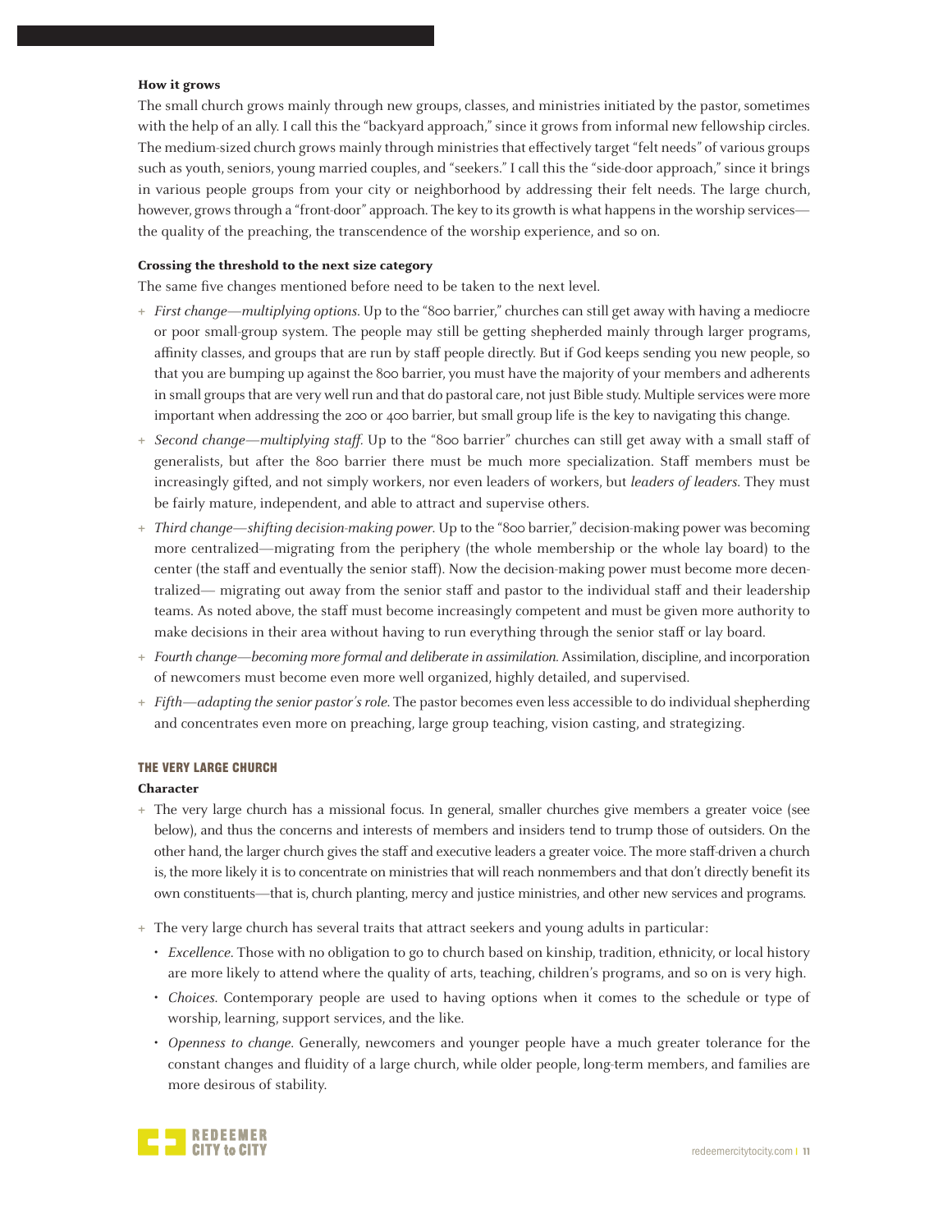**How it grows**

The small church grows mainly through new groups, classes, and ministries initiated by the pastor, sometimes with the help of an ally. I call this the "backyard approach," since it grows from informal new fellowship circles. The medium-sized church grows mainly through ministries that effectively target "felt needs" of various groups such as youth, seniors, young married couples, and "seekers." I call this the "side-door approach," since it brings in various people groups from your city or neighborhood by addressing their felt needs. The large church, however, grows through a "front-door" approach. The key to its growth is what happens in the worship services—the quality of the preaching, the transcendence of the worship experience, and so on.

**Crossing the threshold to the next size category**

The same five changes mentioned before need to be taken to the next level.

- *First change—multiplying options*. Up to the "800 barrier," churches can still get away with having a mediocre or poor small-group system. The people may still be getting shepherded mainly through larger programs, affinity classes, and groups that are run by staff people directly. But if God keeps sending you new people, so that you are bumping up against the 800 barrier, you must have the majority of your members and adherents in small groups that are very well run and that do pastoral care, not just Bible study. Multiple services were more important when addressing the 200 or 400 barrier, but small group life is the key to navigating this change.
- *Second change—multiplying staff*. Up to the "800 barrier" churches can still get away with a small staff of generalists, but after the 800 barrier there must be much more specialization. Staff members must be increasingly gifted, and not simply workers, nor even leaders of workers, but *leaders of leaders*. They must be fairly mature, independent, and able to attract and supervise others.
- *Third change—shifting decision-making power*. Up to the "800 barrier," decision-making power was becoming more centralized—migrating from the periphery (the whole membership or the whole lay board) to the center (the staff and eventually the senior staff). Now the decision-making power must become more decentralized— migrating out away from the senior staff and pastor to the individual staff and their leadership teams. As noted above, the staff must become increasingly competent and must be given more authority to make decisions in their area without having to run everything through the senior staff or lay board.
- *Fourth change—becoming more formal and deliberate in assimilation*. Assimilation, discipline, and incorporation of newcomers must become even more well organized, highly detailed, and supervised.
- *Fifth—adapting the senior pastor's role*. The pastor becomes even less accessible to do individual shepherding and concentrates even more on preaching, large group teaching, vision casting, and strategizing.

## THE VERY LARGE CHURCH

**Character**

- The very large church has a missional focus. In general, smaller churches give members a greater voice (see below), and thus the concerns and interests of members and insiders tend to trump those of outsiders. On the other hand, the larger church gives the staff and executive leaders a greater voice. The more staff-driven a church is, the more likely it is to concentrate on ministries that will reach nonmembers and that don't directly benefit its own constituents—that is, church planting, mercy and justice ministries, and other new services and programs.
- The very large church has several traits that attract seekers and young adults in particular:
  - *Excellence*. Those with no obligation to go to church based on kinship, tradition, ethnicity, or local history are more likely to attend where the quality of arts, teaching, children's programs, and so on is very high.
  - *Choices*. Contemporary people are used to having options when it comes to the schedule or type of worship, learning, support services, and the like.
  - *Openness to change*. Generally, newcomers and younger people have a much greater tolerance for the constant changes and fluidity of a large church, while older people, long-term members, and families are more desirous of stability.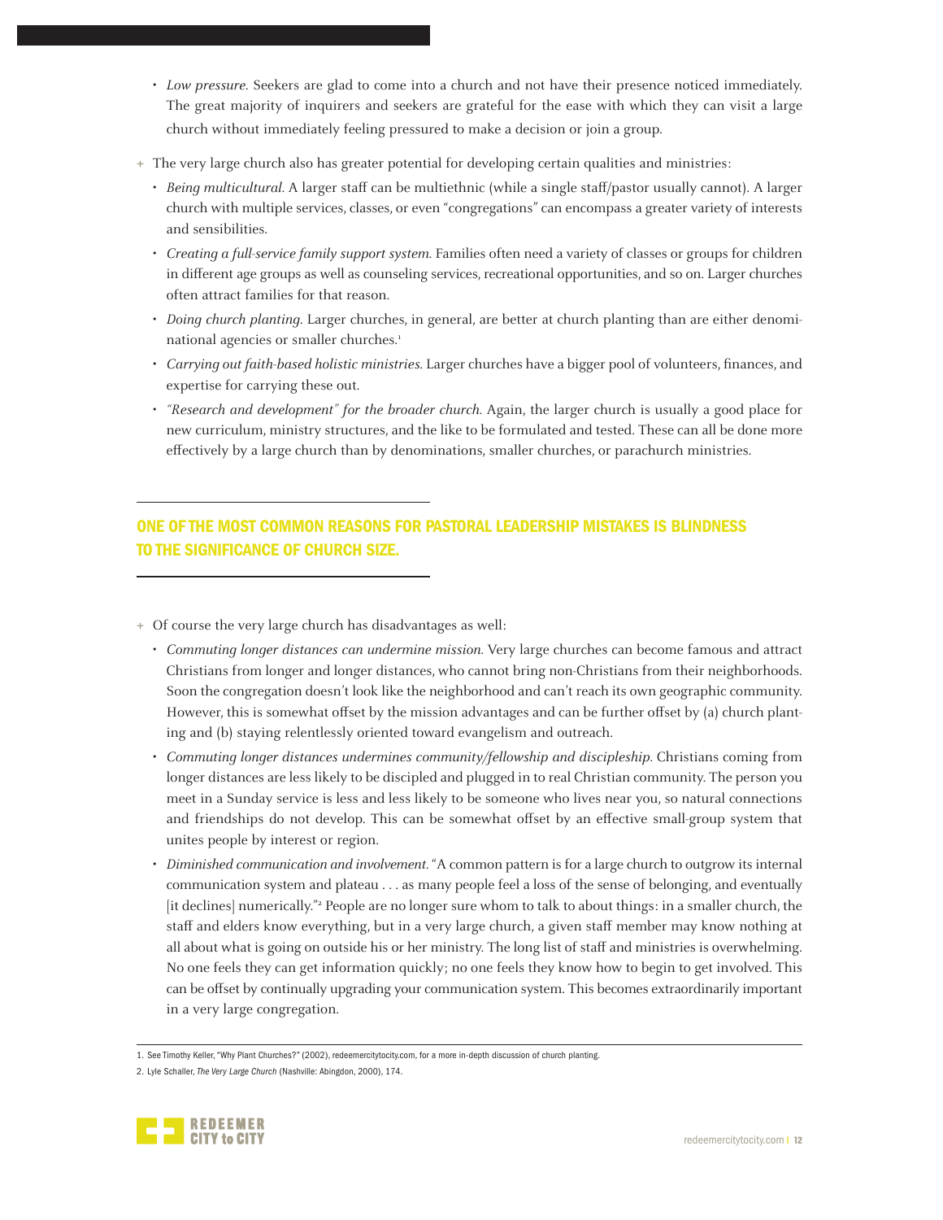- *Low pressure.* Seekers are glad to come into a church and not have their presence noticed immediately. The great majority of inquirers and seekers are grateful for the ease with which they can visit a large church without immediately feeling pressured to make a decision or join a group.

+ The very large church also has greater potential for developing certain qualities and ministries:
  - *Being multicultural.* A larger staff can be multiethnic (while a single staff/pastor usually cannot). A larger church with multiple services, classes, or even "congregations" can encompass a greater variety of interests and sensibilities.
  - *Creating a full-service family support system.* Families often need a variety of classes or groups for children in different age groups as well as counseling services, recreational opportunities, and so on. Larger churches often attract families for that reason.
  - *Doing church planting.* Larger churches, in general, are better at church planting than are either denominational agencies or smaller churches.[1]
  - *Carrying out faith-based holistic ministries.* Larger churches have a bigger pool of volunteers, finances, and expertise for carrying these out.
  - *"Research and development" for the broader church.* Again, the larger church is usually a good place for new curriculum, ministry structures, and the like to be formulated and tested. These can all be done more effectively by a large church than by denominations, smaller churches, or parachurch ministries.

**ONE OF THE MOST COMMON REASONS FOR PASTORAL LEADERSHIP MISTAKES IS BLINDNESS TO THE SIGNIFICANCE OF CHURCH SIZE.**

+ Of course the very large church has disadvantages as well:
  - *Commuting longer distances can undermine mission.* Very large churches can become famous and attract Christians from longer and longer distances, who cannot bring non-Christians from their neighborhoods. Soon the congregation doesn't look like the neighborhood and can't reach its own geographic community. However, this is somewhat offset by the mission advantages and can be further offset by (a) church planting and (b) staying relentlessly oriented toward evangelism and outreach.
  - *Commuting longer distances undermines community/fellowship and discipleship.* Christians coming from longer distances are less likely to be discipled and plugged in to real Christian community. The person you meet in a Sunday service is less and less likely to be someone who lives near you, so natural connections and friendships do not develop. This can be somewhat offset by an effective small-group system that unites people by interest or region.
  - *Diminished communication and involvement.* "A common pattern is for a large church to outgrow its internal communication system and plateau . . . as many people feel a loss of the sense of belonging, and eventually [it declines] numerically."[2] People are no longer sure whom to talk to about things: in a smaller church, the staff and elders know everything, but in a very large church, a given staff member may know nothing at all about what is going on outside his or her ministry. The long list of staff and ministries is overwhelming. No one feels they can get information quickly; no one feels they know how to begin to get involved. This can be offset by continually upgrading your communication system. This becomes extraordinarily important in a very large congregation.

1. See Timothy Keller, "Why Plant Churches?" (2002), redeemercitytocity.com, for a more in-depth discussion of church planting.
2. Lyle Schaller, *The Very Large Church* (Nashville: Abingdon, 2000), 174.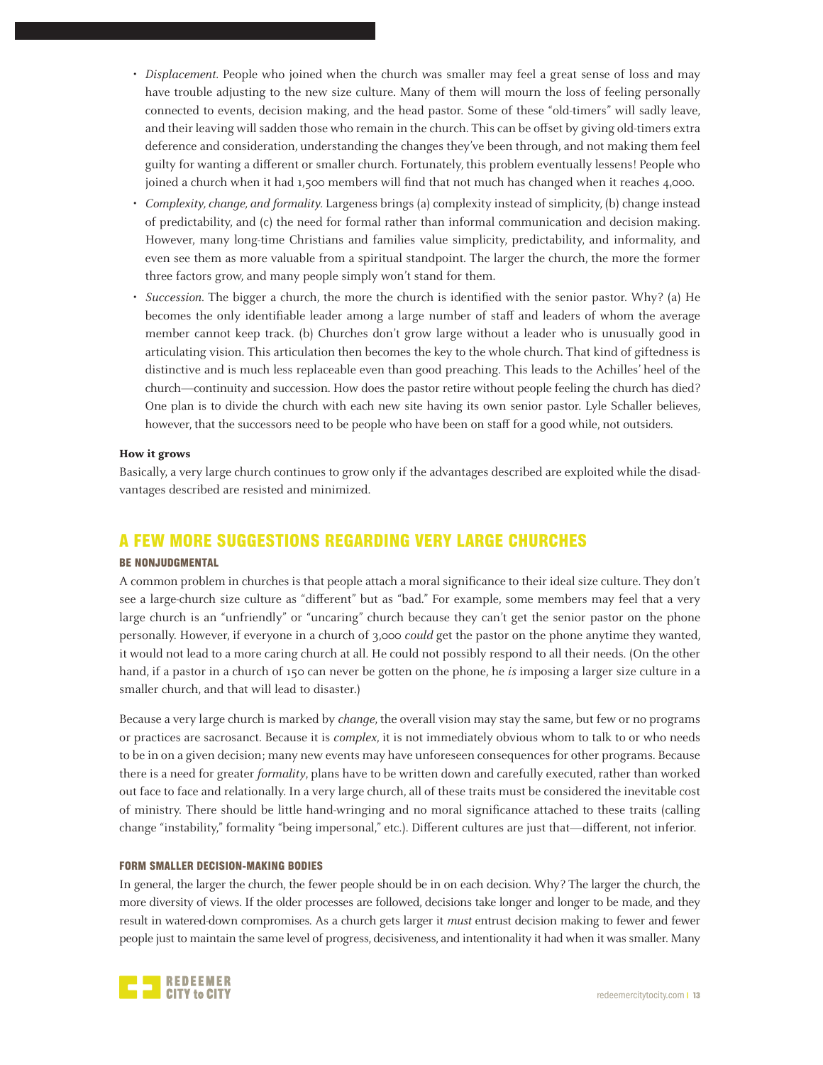- *Displacement.* People who joined when the church was smaller may feel a great sense of loss and may have trouble adjusting to the new size culture. Many of them will mourn the loss of feeling personally connected to events, decision making, and the head pastor. Some of these "old-timers" will sadly leave, and their leaving will sadden those who remain in the church. This can be offset by giving old-timers extra deference and consideration, understanding the changes they've been through, and not making them feel guilty for wanting a different or smaller church. Fortunately, this problem eventually lessens! People who joined a church when it had 1,500 members will find that not much has changed when it reaches 4,000.
- *Complexity, change, and formality.* Largeness brings (a) complexity instead of simplicity, (b) change instead of predictability, and (c) the need for formal rather than informal communication and decision making. However, many long-time Christians and families value simplicity, predictability, and informality, and even see them as more valuable from a spiritual standpoint. The larger the church, the more the former three factors grow, and many people simply won't stand for them.
- *Succession.* The bigger a church, the more the church is identified with the senior pastor. Why? (a) He becomes the only identifiable leader among a large number of staff and leaders of whom the average member cannot keep track. (b) Churches don't grow large without a leader who is unusually good in articulating vision. This articulation then becomes the key to the whole church. That kind of giftedness is distinctive and is much less replaceable even than good preaching. This leads to the Achilles' heel of the church—continuity and succession. How does the pastor retire without people feeling the church has died? One plan is to divide the church with each new site having its own senior pastor. Lyle Schaller believes, however, that the successors need to be people who have been on staff for a good while, not outsiders.

**How it grows**

Basically, a very large church continues to grow only if the advantages described are exploited while the disadvantages described are resisted and minimized.

## A FEW MORE SUGGESTIONS REGARDING VERY LARGE CHURCHES

### BE NONJUDGMENTAL

A common problem in churches is that people attach a moral significance to their ideal size culture. They don't see a large-church size culture as "different" but as "bad." For example, some members may feel that a very large church is an "unfriendly" or "uncaring" church because they can't get the senior pastor on the phone personally. However, if everyone in a church of 3,000 *could* get the pastor on the phone anytime they wanted, it would not lead to a more caring church at all. He could not possibly respond to all their needs. (On the other hand, if a pastor in a church of 150 can never be gotten on the phone, he *is* imposing a larger size culture in a smaller church, and that will lead to disaster.)

Because a very large church is marked by *change*, the overall vision may stay the same, but few or no programs or practices are sacrosanct. Because it is *complex*, it is not immediately obvious whom to talk to or who needs to be in on a given decision; many new events may have unforeseen consequences for other programs. Because there is a need for greater *formality*, plans have to be written down and carefully executed, rather than worked out face to face and relationally. In a very large church, all of these traits must be considered the inevitable cost of ministry. There should be little hand-wringing and no moral significance attached to these traits (calling change "instability," formality "being impersonal," etc.). Different cultures are just that—different, not inferior.

### FORM SMALLER DECISION-MAKING BODIES

In general, the larger the church, the fewer people should be in on each decision. Why? The larger the church, the more diversity of views. If the older processes are followed, decisions take longer and longer to be made, and they result in watered-down compromises. As a church gets larger it *must* entrust decision making to fewer and fewer people just to maintain the same level of progress, decisiveness, and intentionality it had when it was smaller. Many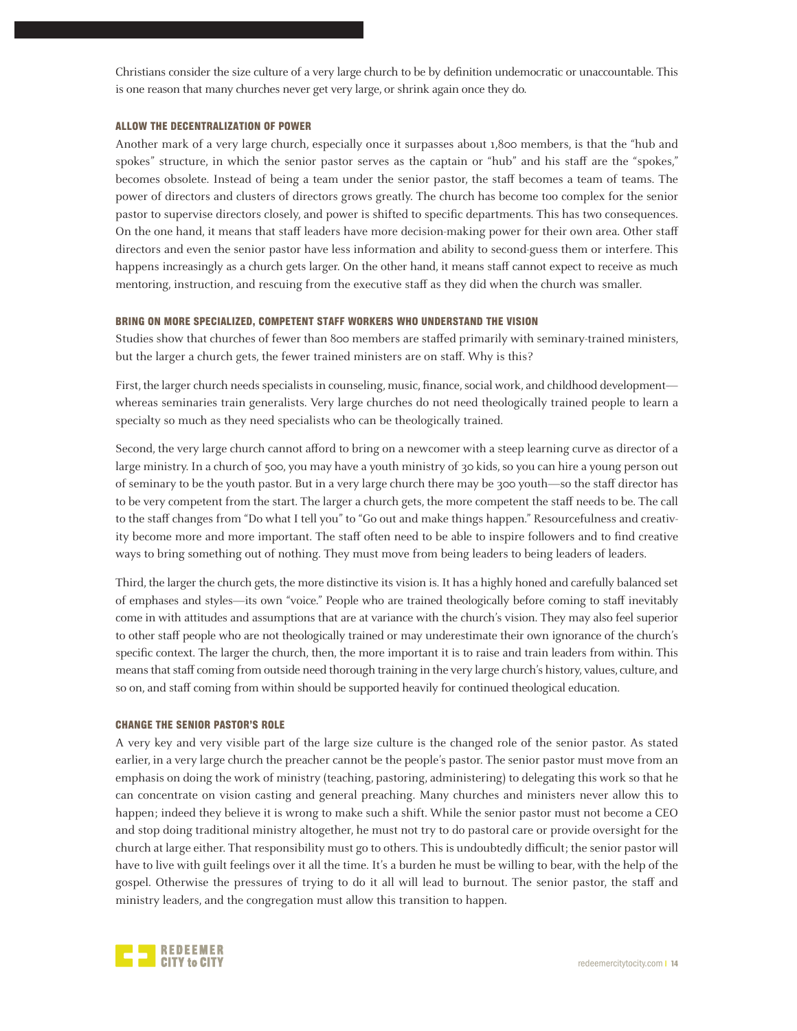Christians consider the size culture of a very large church to be by definition undemocratic or unaccountable. This is one reason that many churches never get very large, or shrink again once they do.

### ALLOW THE DECENTRALIZATION OF POWER

Another mark of a very large church, especially once it surpasses about 1,800 members, is that the "hub and spokes" structure, in which the senior pastor serves as the captain or "hub" and his staff are the "spokes," becomes obsolete. Instead of being a team under the senior pastor, the staff becomes a team of teams. The power of directors and clusters of directors grows greatly. The church has become too complex for the senior pastor to supervise directors closely, and power is shifted to specific departments. This has two consequences. On the one hand, it means that staff leaders have more decision-making power for their own area. Other staff directors and even the senior pastor have less information and ability to second-guess them or interfere. This happens increasingly as a church gets larger. On the other hand, it means staff cannot expect to receive as much mentoring, instruction, and rescuing from the executive staff as they did when the church was smaller.

### BRING ON MORE SPECIALIZED, COMPETENT STAFF WORKERS WHO UNDERSTAND THE VISION

Studies show that churches of fewer than 800 members are staffed primarily with seminary-trained ministers, but the larger a church gets, the fewer trained ministers are on staff. Why is this?

First, the larger church needs specialists in counseling, music, finance, social work, and childhood development—whereas seminaries train generalists. Very large churches do not need theologically trained people to learn a specialty so much as they need specialists who can be theologically trained.

Second, the very large church cannot afford to bring on a newcomer with a steep learning curve as director of a large ministry. In a church of 500, you may have a youth ministry of 30 kids, so you can hire a young person out of seminary to be the youth pastor. But in a very large church there may be 300 youth—so the staff director has to be very competent from the start. The larger a church gets, the more competent the staff needs to be. The call to the staff changes from "Do what I tell you" to "Go out and make things happen." Resourcefulness and creativity become more and more important. The staff often need to be able to inspire followers and to find creative ways to bring something out of nothing. They must move from being leaders to being leaders of leaders.

Third, the larger the church gets, the more distinctive its vision is. It has a highly honed and carefully balanced set of emphases and styles—its own "voice." People who are trained theologically before coming to staff inevitably come in with attitudes and assumptions that are at variance with the church's vision. They may also feel superior to other staff people who are not theologically trained or may underestimate their own ignorance of the church's specific context. The larger the church, then, the more important it is to raise and train leaders from within. This means that staff coming from outside need thorough training in the very large church's history, values, culture, and so on, and staff coming from within should be supported heavily for continued theological education.

### CHANGE THE SENIOR PASTOR'S ROLE

A very key and very visible part of the large size culture is the changed role of the senior pastor. As stated earlier, in a very large church the preacher cannot be the people's pastor. The senior pastor must move from an emphasis on doing the work of ministry (teaching, pastoring, administering) to delegating this work so that he can concentrate on vision casting and general preaching. Many churches and ministers never allow this to happen; indeed they believe it is wrong to make such a shift. While the senior pastor must not become a CEO and stop doing traditional ministry altogether, he must not try to do pastoral care or provide oversight for the church at large either. That responsibility must go to others. This is undoubtedly difficult; the senior pastor will have to live with guilt feelings over it all the time. It's a burden he must be willing to bear, with the help of the gospel. Otherwise the pressures of trying to do it all will lead to burnout. The senior pastor, the staff and ministry leaders, and the congregation must allow this transition to happen.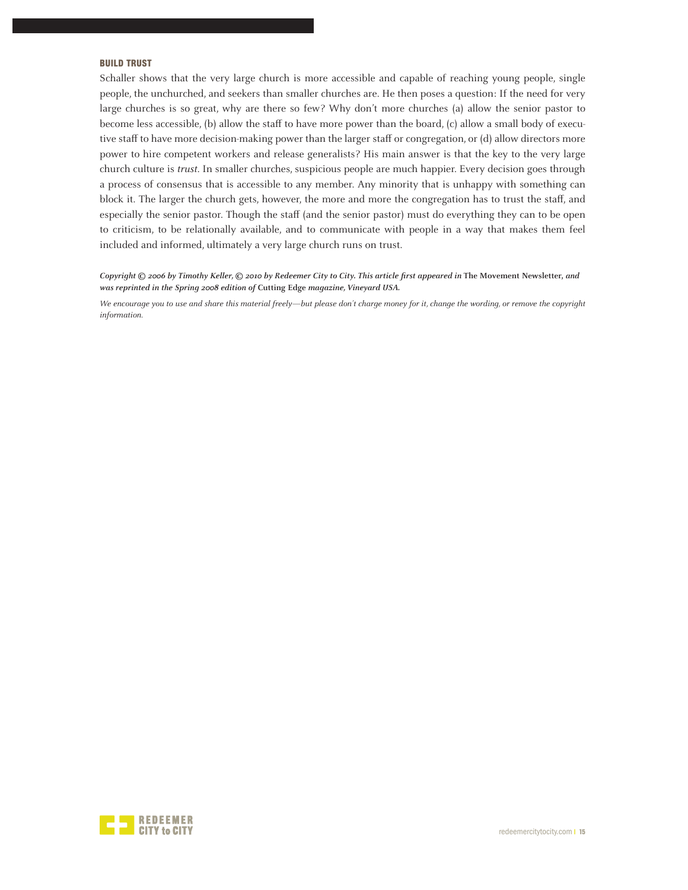### BUILD TRUST

Schaller shows that the very large church is more accessible and capable of reaching young people, single people, the unchurched, and seekers than smaller churches are. He then poses a question: If the need for very large churches is so great, why are there so few? Why don't more churches (a) allow the senior pastor to become less accessible, (b) allow the staff to have more power than the board, (c) allow a small body of executive staff to have more decision-making power than the larger staff or congregation, or (d) allow directors more power to hire competent workers and release generalists? His main answer is that the key to the very large church culture is *trust*. In smaller churches, suspicious people are much happier. Every decision goes through a process of consensus that is accessible to any member. Any minority that is unhappy with something can block it. The larger the church gets, however, the more and more the congregation has to trust the staff, and especially the senior pastor. Though the staff (and the senior pastor) must do everything they can to be open to criticism, to be relationally available, and to communicate with people in a way that makes them feel included and informed, ultimately a very large church runs on trust.

***Copyright © 2006 by Timothy Keller, © 2010 by Redeemer City to City. This article first appeared in* The Movement Newsletter, *and was reprinted in the Spring 2008 edition of* Cutting Edge *magazine, Vineyard USA.***

*We encourage you to use and share this material freely—but please don't charge money for it, change the wording, or remove the copyright information.*